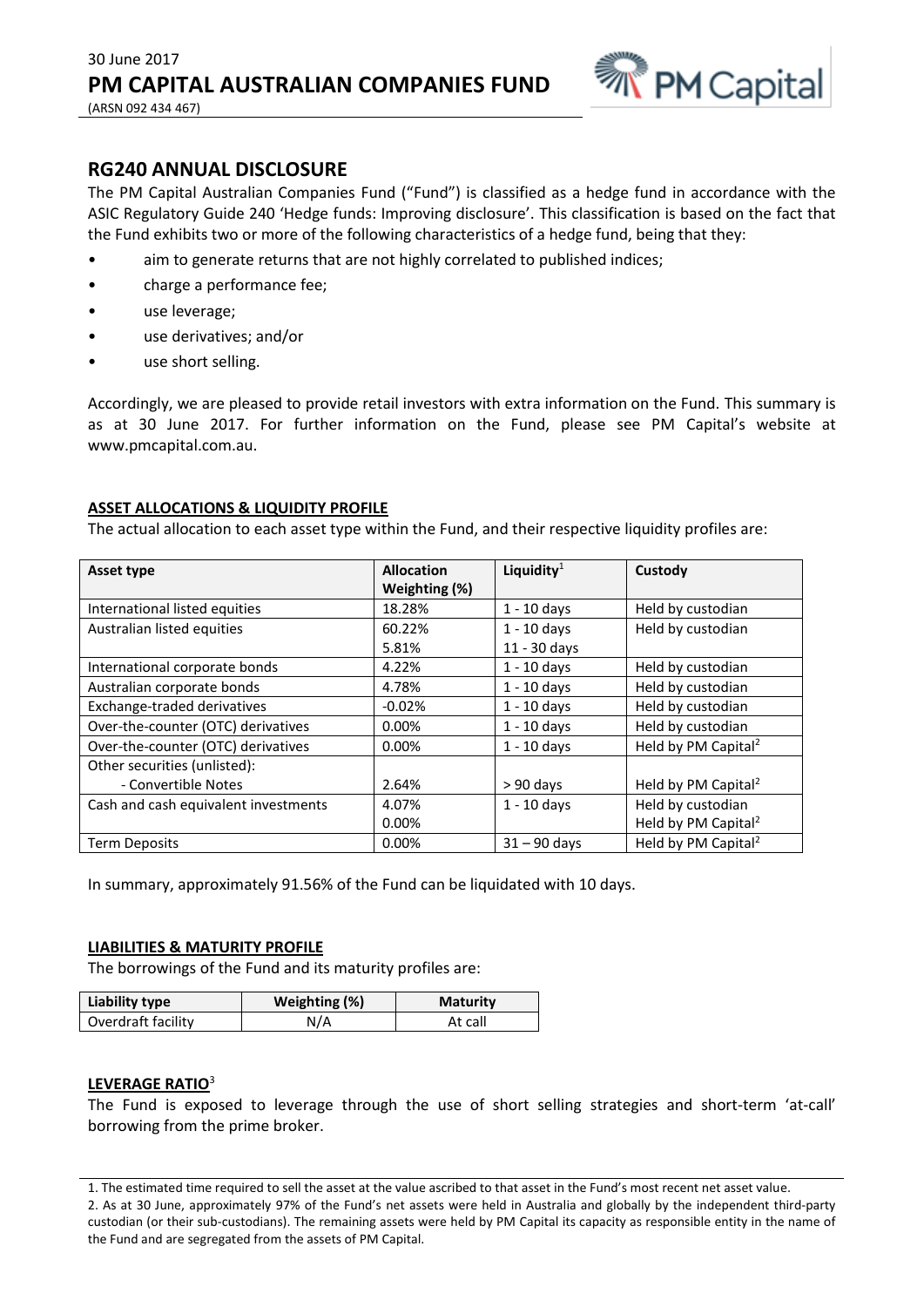30 June 2017

# PM CAPITAL AUSTRALIAN COMPANIES FUND

(ARSN 092 434 467)

## RG240 ANNUAL DISCLOSURE

The PM Capital Australian Companies Fund ("Fund") is classified as a hedge fund in accordance with the ASIC Regulatory Guide 240 'Hedge funds: Improving disclosure'. This classification is based on the fact that the Fund exhibits two or more of the following characteristics of a hedge fund, being that they:

- aim to generate returns that are not highly correlated to published indices;
- charge a performance fee;
- use leverage;
- use derivatives; and/or
- use short selling.

Accordingly, we are pleased to provide retail investors with extra information on the Fund. This summary is as at 30 June 2017. For further information on the Fund, please see PM Capital's website at www.pmcapital.com.au.

### ASSET ALLOCATIONS & LIQUIDITY PROFILE

The actual allocation to each asset type within the Fund, and their respective liquidity profiles are:

| Asset type | Allocation Weighting (%) | Liquidity[1] | Custody |
|---|---|---|---|
| International listed equities | 18.28% | 1 - 10 days | Held by custodian |
| Australian listed equities | 60.22%<br>5.81% | 1 - 10 days<br>11 - 30 days | Held by custodian |
| International corporate bonds | 4.22% | 1 - 10 days | Held by custodian |
| Australian corporate bonds | 4.78% | 1 - 10 days | Held by custodian |
| Exchange-traded derivatives | -0.02% | 1 - 10 days | Held by custodian |
| Over-the-counter (OTC) derivatives | 0.00% | 1 - 10 days | Held by custodian |
| Over-the-counter (OTC) derivatives | 0.00% | 1 - 10 days | Held by PM Capital[2] |
| Other securities (unlisted):<br>- Convertible Notes | 2.64% | > 90 days | Held by PM Capital[2] |
| Cash and cash equivalent investments | 4.07%<br>0.00% | 1 - 10 days | Held by custodian<br>Held by PM Capital[2] |
| Term Deposits | 0.00% | 31 – 90 days | Held by PM Capital[2] |

In summary, approximately 91.56% of the Fund can be liquidated with 10 days.

### LIABILITIES & MATURITY PROFILE

The borrowings of the Fund and its maturity profiles are:

| Liability type | Weighting (%) | Maturity |
|---|---|---|
| Overdraft facility | N/A | At call |

### LEVERAGE RATIO[3]

The Fund is exposed to leverage through the use of short selling strategies and short-term 'at-call' borrowing from the prime broker.

1. The estimated time required to sell the asset at the value ascribed to that asset in the Fund's most recent net asset value.
2. As at 30 June, approximately 97% of the Fund's net assets were held in Australia and globally by the independent third-party custodian (or their sub-custodians). The remaining assets were held by PM Capital its capacity as responsible entity in the name of the Fund and are segregated from the assets of PM Capital.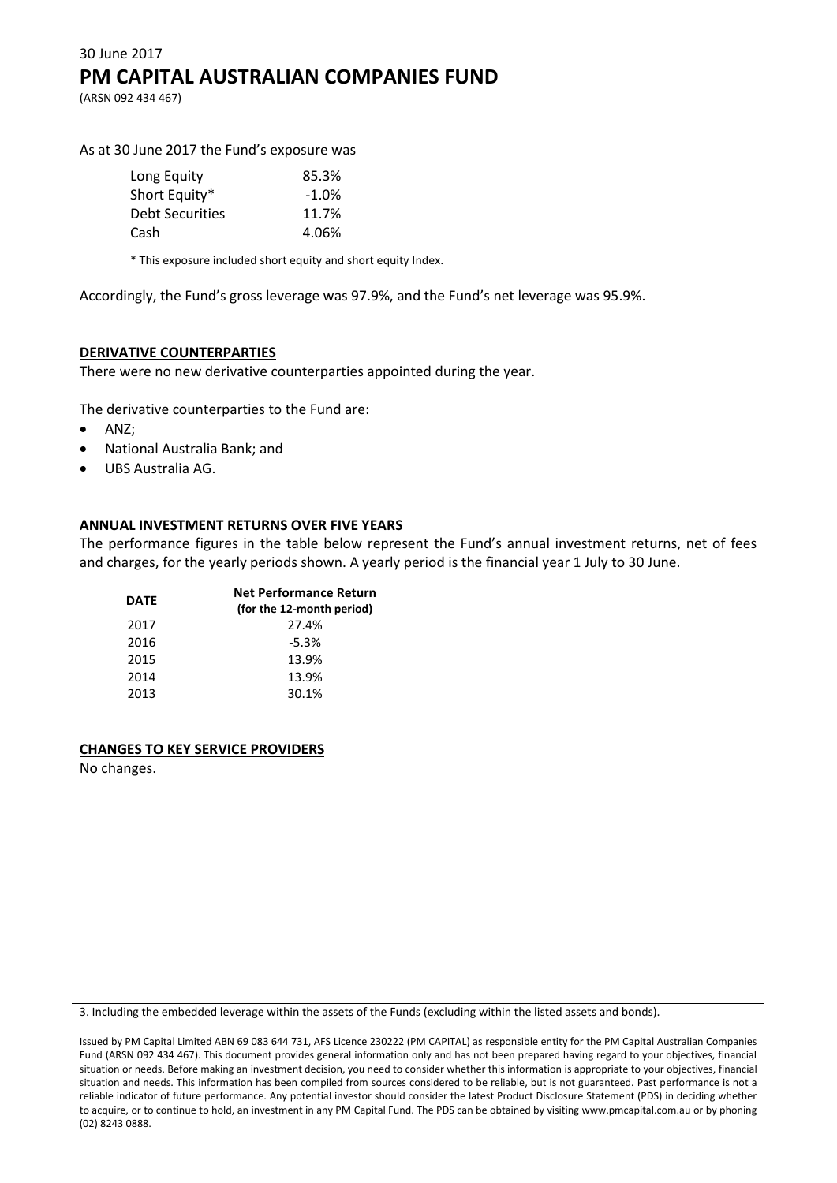30 June 2017

# PM CAPITAL AUSTRALIAN COMPANIES FUND

(ARSN 092 434 467)

As at 30 June 2017 the Fund's exposure was

| | |
|---|---|
| Long Equity | 85.3% |
| Short Equity* | -1.0% |
| Debt Securities | 11.7% |
| Cash | 4.06% |

\* This exposure included short equity and short equity Index.

Accordingly, the Fund's gross leverage was 97.9%, and the Fund's net leverage was 95.9%.

## DERIVATIVE COUNTERPARTIES

There were no new derivative counterparties appointed during the year.

The derivative counterparties to the Fund are:

- ANZ;
- National Australia Bank; and
- UBS Australia AG.

## ANNUAL INVESTMENT RETURNS OVER FIVE YEARS

The performance figures in the table below represent the Fund's annual investment returns, net of fees and charges, for the yearly periods shown. A yearly period is the financial year 1 July to 30 June.

| DATE | Net Performance Return (for the 12-month period) |
|---|---|
| 2017 | 27.4% |
| 2016 | -5.3% |
| 2015 | 13.9% |
| 2014 | 13.9% |
| 2013 | 30.1% |

## CHANGES TO KEY SERVICE PROVIDERS

No changes.

3. Including the embedded leverage within the assets of the Funds (excluding within the listed assets and bonds).

Issued by PM Capital Limited ABN 69 083 644 731, AFS Licence 230222 (PM CAPITAL) as responsible entity for the PM Capital Australian Companies Fund (ARSN 092 434 467). This document provides general information only and has not been prepared having regard to your objectives, financial situation or needs. Before making an investment decision, you need to consider whether this information is appropriate to your objectives, financial situation and needs. This information has been compiled from sources considered to be reliable, but is not guaranteed. Past performance is not a reliable indicator of future performance. Any potential investor should consider the latest Product Disclosure Statement (PDS) in deciding whether to acquire, or to continue to hold, an investment in any PM Capital Fund. The PDS can be obtained by visiting www.pmcapital.com.au or by phoning (02) 8243 0888.